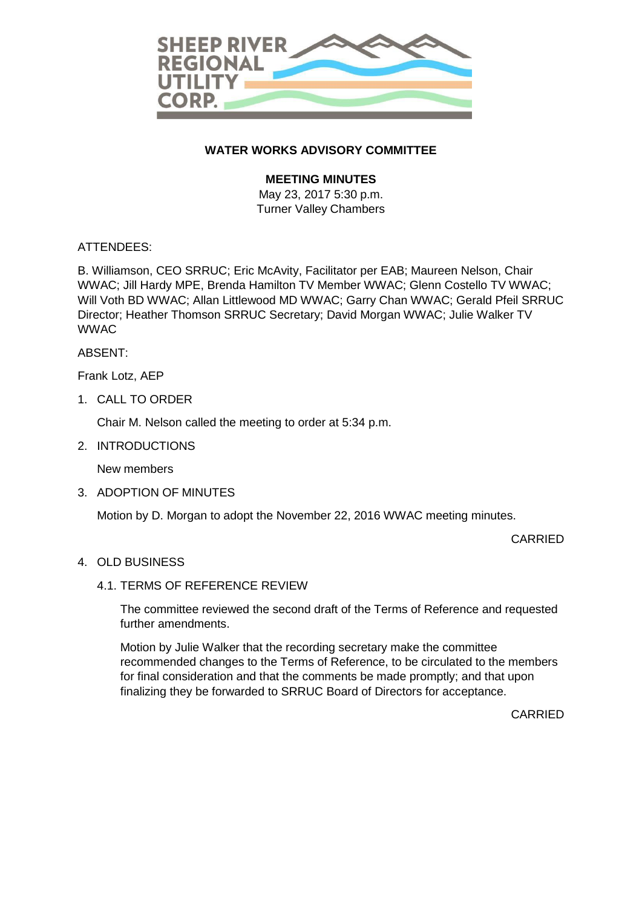SHEEP RIVER REGIONAL UTILITY CORP.

## WATER WORKS ADVISORY COMMITTEE

**MEETING MINUTES**

May 23, 2017 5:30 p.m.
Turner Valley Chambers

ATTENDEES:

B. Williamson, CEO SRRUC; Eric McAvity, Facilitator per EAB; Maureen Nelson, Chair WWAC; Jill Hardy MPE, Brenda Hamilton TV Member WWAC; Glenn Costello TV WWAC; Will Voth BD WWAC; Allan Littlewood MD WWAC; Garry Chan WWAC; Gerald Pfeil SRRUC Director; Heather Thomson SRRUC Secretary; David Morgan WWAC; Julie Walker TV WWAC

ABSENT:

Frank Lotz, AEP

1. CALL TO ORDER

   Chair M. Nelson called the meeting to order at 5:34 p.m.

2. INTRODUCTIONS

   New members

3. ADOPTION OF MINUTES

   Motion by D. Morgan to adopt the November 22, 2016 WWAC meeting minutes.

   CARRIED

4. OLD BUSINESS

   4.1. TERMS OF REFERENCE REVIEW

   The committee reviewed the second draft of the Terms of Reference and requested further amendments.

   Motion by Julie Walker that the recording secretary make the committee recommended changes to the Terms of Reference, to be circulated to the members for final consideration and that the comments be made promptly; and that upon finalizing they be forwarded to SRRUC Board of Directors for acceptance.

   CARRIED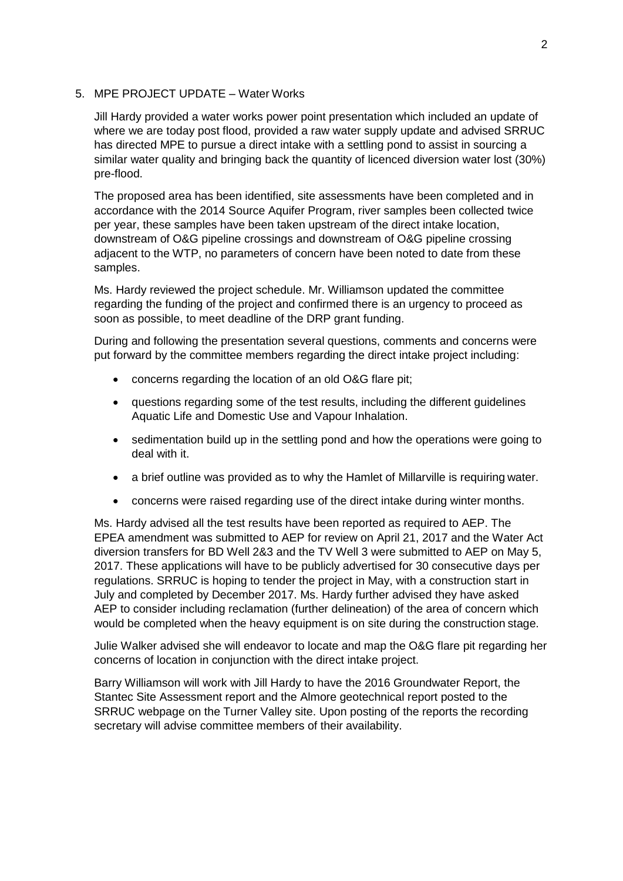5. MPE PROJECT UPDATE – Water Works

   Jill Hardy provided a water works power point presentation which included an update of where we are today post flood, provided a raw water supply update and advised SRRUC has directed MPE to pursue a direct intake with a settling pond to assist in sourcing a similar water quality and bringing back the quantity of licenced diversion water lost (30%) pre-flood.

   The proposed area has been identified, site assessments have been completed and in accordance with the 2014 Source Aquifer Program, river samples been collected twice per year, these samples have been taken upstream of the direct intake location, downstream of O&G pipeline crossings and downstream of O&G pipeline crossing adjacent to the WTP, no parameters of concern have been noted to date from these samples.

   Ms. Hardy reviewed the project schedule. Mr. Williamson updated the committee regarding the funding of the project and confirmed there is an urgency to proceed as soon as possible, to meet deadline of the DRP grant funding.

   During and following the presentation several questions, comments and concerns were put forward by the committee members regarding the direct intake project including:

   - concerns regarding the location of an old O&G flare pit;
   - questions regarding some of the test results, including the different guidelines Aquatic Life and Domestic Use and Vapour Inhalation.
   - sedimentation build up in the settling pond and how the operations were going to deal with it.
   - a brief outline was provided as to why the Hamlet of Millarville is requiring water.
   - concerns were raised regarding use of the direct intake during winter months.

   Ms. Hardy advised all the test results have been reported as required to AEP. The EPEA amendment was submitted to AEP for review on April 21, 2017 and the Water Act diversion transfers for BD Well 2&3 and the TV Well 3 were submitted to AEP on May 5, 2017. These applications will have to be publicly advertised for 30 consecutive days per regulations. SRRUC is hoping to tender the project in May, with a construction start in July and completed by December 2017. Ms. Hardy further advised they have asked AEP to consider including reclamation (further delineation) of the area of concern which would be completed when the heavy equipment is on site during the construction stage.

   Julie Walker advised she will endeavor to locate and map the O&G flare pit regarding her concerns of location in conjunction with the direct intake project.

   Barry Williamson will work with Jill Hardy to have the 2016 Groundwater Report, the Stantec Site Assessment report and the Almore geotechnical report posted to the SRRUC webpage on the Turner Valley site. Upon posting of the reports the recording secretary will advise committee members of their availability.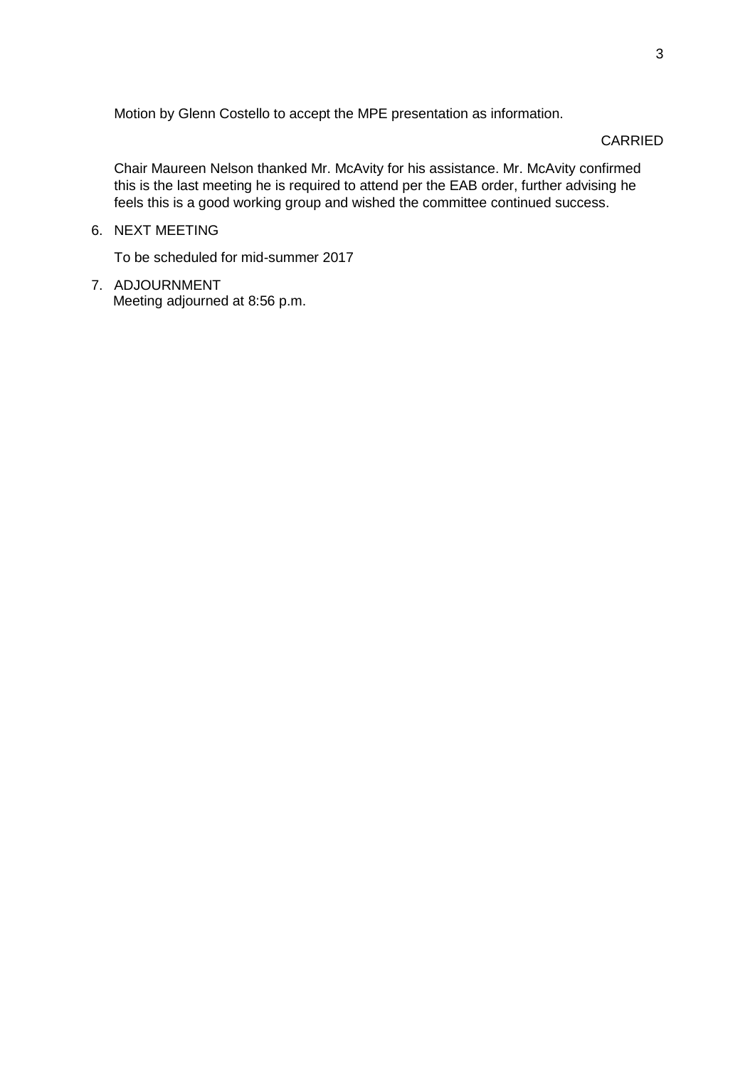Motion by Glenn Costello to accept the MPE presentation as information.

CARRIED

Chair Maureen Nelson thanked Mr. McAvity for his assistance. Mr. McAvity confirmed this is the last meeting he is required to attend per the EAB order, further advising he feels this is a good working group and wished the committee continued success.

6. NEXT MEETING

   To be scheduled for mid-summer 2017

7. ADJOURNMENT

   Meeting adjourned at 8:56 p.m.